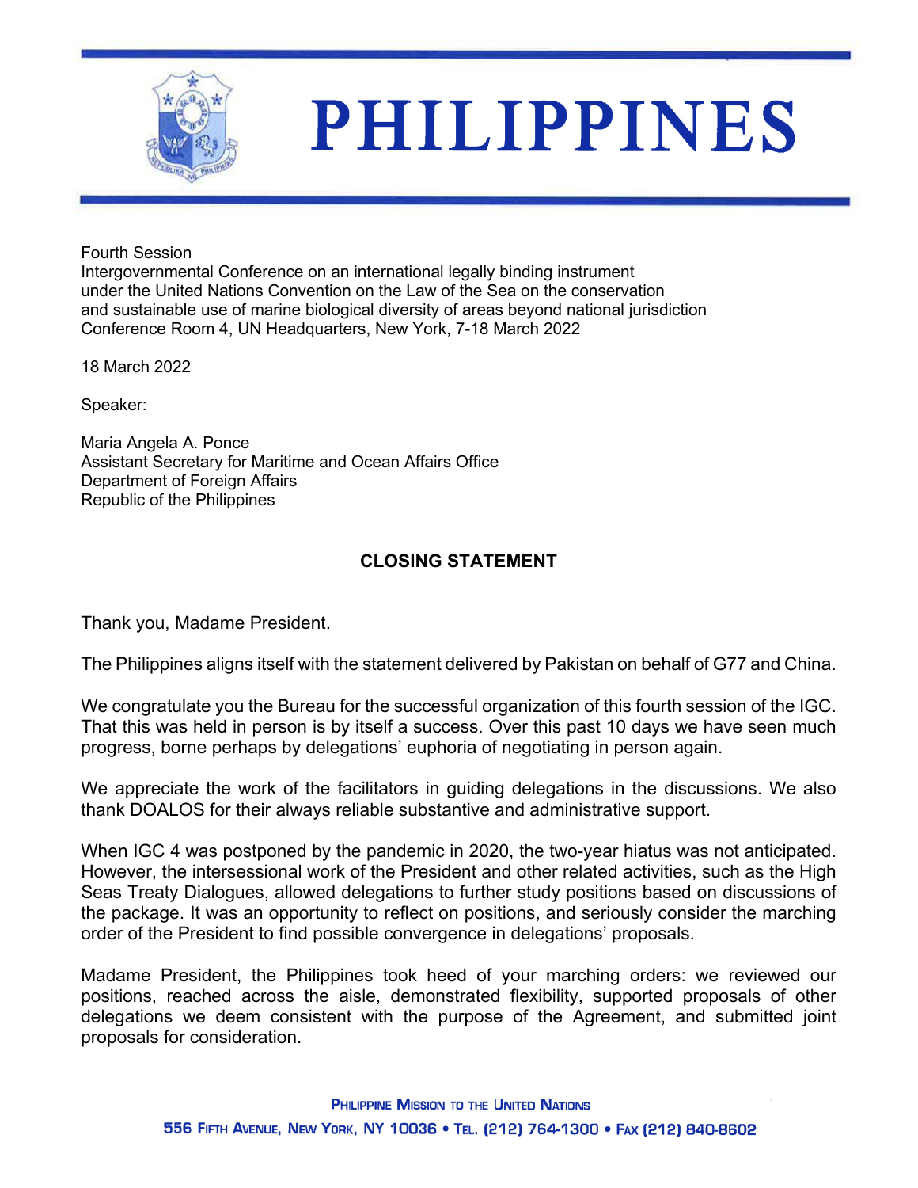# PHILIPPINES

Fourth Session
Intergovernmental Conference on an international legally binding instrument under the United Nations Convention on the Law of the Sea on the conservation and sustainable use of marine biological diversity of areas beyond national jurisdiction
Conference Room 4, UN Headquarters, New York, 7-18 March 2022

18 March 2022

Speaker:

Maria Angela A. Ponce
Assistant Secretary for Maritime and Ocean Affairs Office
Department of Foreign Affairs
Republic of the Philippines

**CLOSING STATEMENT**

Thank you, Madame President.

The Philippines aligns itself with the statement delivered by Pakistan on behalf of G77 and China.

We congratulate you the Bureau for the successful organization of this fourth session of the IGC. That this was held in person is by itself a success. Over this past 10 days we have seen much progress, borne perhaps by delegations' euphoria of negotiating in person again.

We appreciate the work of the facilitators in guiding delegations in the discussions. We also thank DOALOS for their always reliable substantive and administrative support.

When IGC 4 was postponed by the pandemic in 2020, the two-year hiatus was not anticipated. However, the intersessional work of the President and other related activities, such as the High Seas Treaty Dialogues, allowed delegations to further study positions based on discussions of the package. It was an opportunity to reflect on positions, and seriously consider the marching order of the President to find possible convergence in delegations' proposals.

Madame President, the Philippines took heed of your marching orders: we reviewed our positions, reached across the aisle, demonstrated flexibility, supported proposals of other delegations we deem consistent with the purpose of the Agreement, and submitted joint proposals for consideration.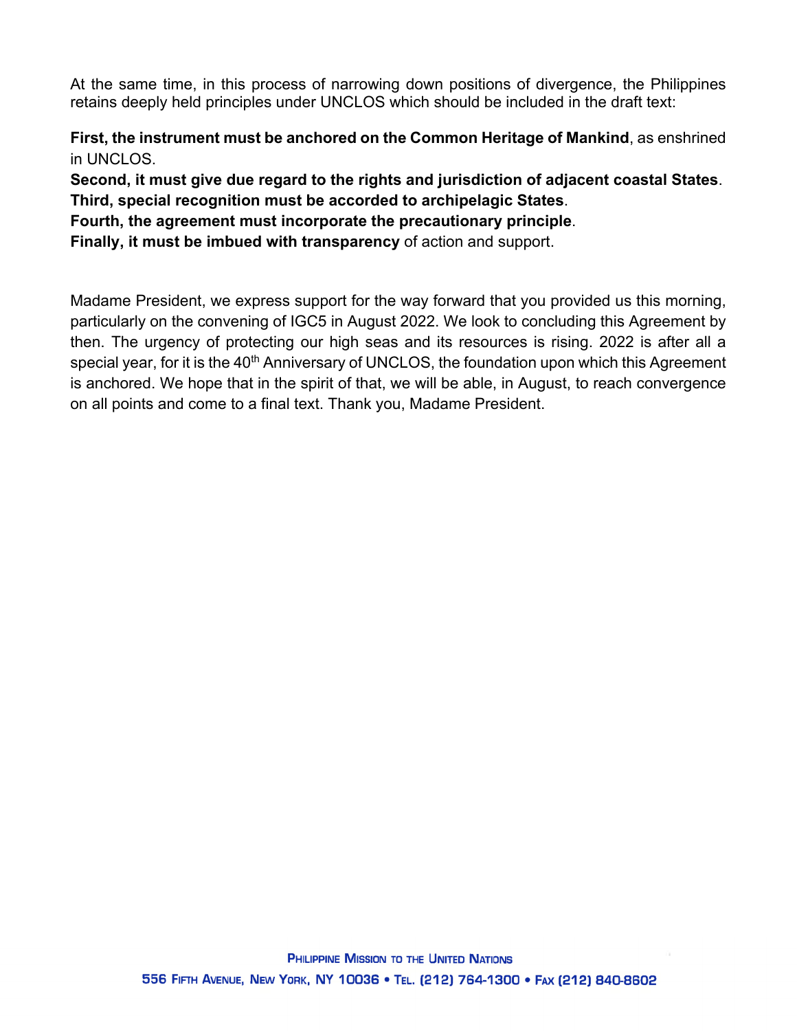At the same time, in this process of narrowing down positions of divergence, the Philippines retains deeply held principles under UNCLOS which should be included in the draft text:

**First, the instrument must be anchored on the Common Heritage of Mankind**, as enshrined in UNCLOS.
**Second, it must give due regard to the rights and jurisdiction of adjacent coastal States**.
**Third, special recognition must be accorded to archipelagic States**.
**Fourth, the agreement must incorporate the precautionary principle**.
**Finally, it must be imbued with transparency** of action and support.

Madame President, we express support for the way forward that you provided us this morning, particularly on the convening of IGC5 in August 2022. We look to concluding this Agreement by then. The urgency of protecting our high seas and its resources is rising. 2022 is after all a special year, for it is the 40th Anniversary of UNCLOS, the foundation upon which this Agreement is anchored. We hope that in the spirit of that, we will be able, in August, to reach convergence on all points and come to a final text. Thank you, Madame President.